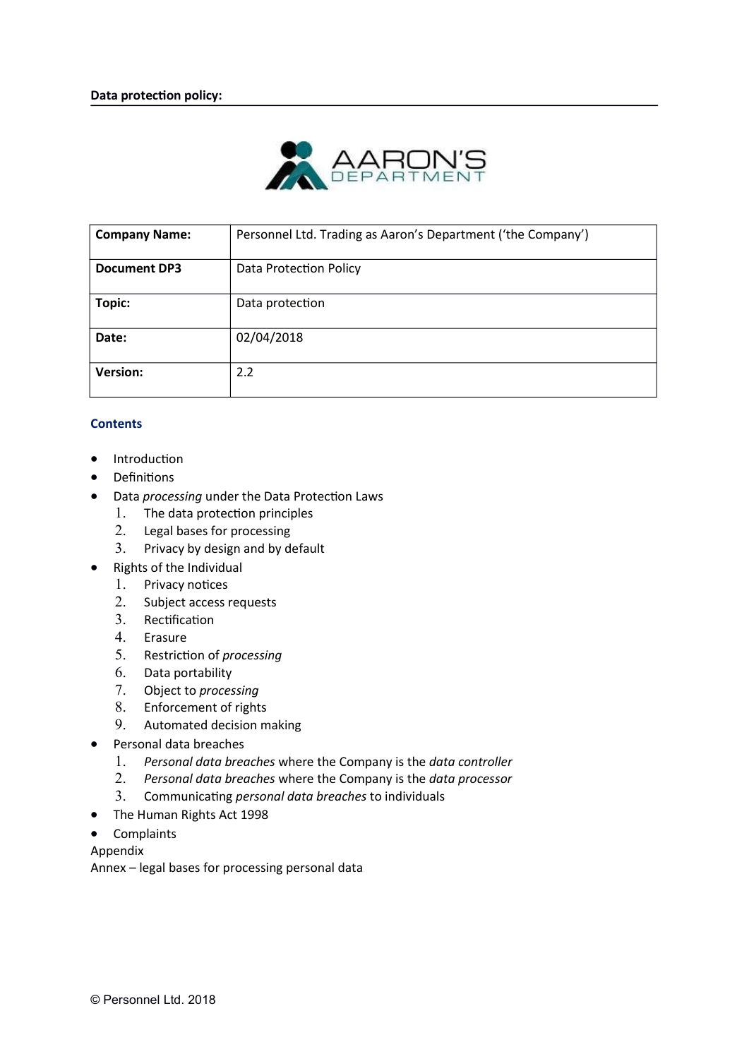**Data protection policy:**

| Company Name: | Personnel Ltd. Trading as Aaron's Department ('the Company') |
|---|---|
| **Document DP3** | Data Protection Policy |
| **Topic:** | Data protection |
| **Date:** | 02/04/2018 |
| **Version:** | 2.2 |

## Contents

- Introduction
- Definitions
- Data *processing* under the Data Protection Laws
    1. The data protection principles
    2. Legal bases for processing
    3. Privacy by design and by default
- Rights of the Individual
    1. Privacy notices
    2. Subject access requests
    3. Rectification
    4. Erasure
    5. Restriction of *processing*
    6. Data portability
    7. Object to *processing*
    8. Enforcement of rights
    9. Automated decision making
- Personal data breaches
    1. *Personal data breaches* where the Company is the *data controller*
    2. *Personal data breaches* where the Company is the *data processor*
    3. Communicating *personal data breaches* to individuals
- The Human Rights Act 1998
- Complaints

Appendix

Annex – legal bases for processing personal data

© Personnel Ltd. 2018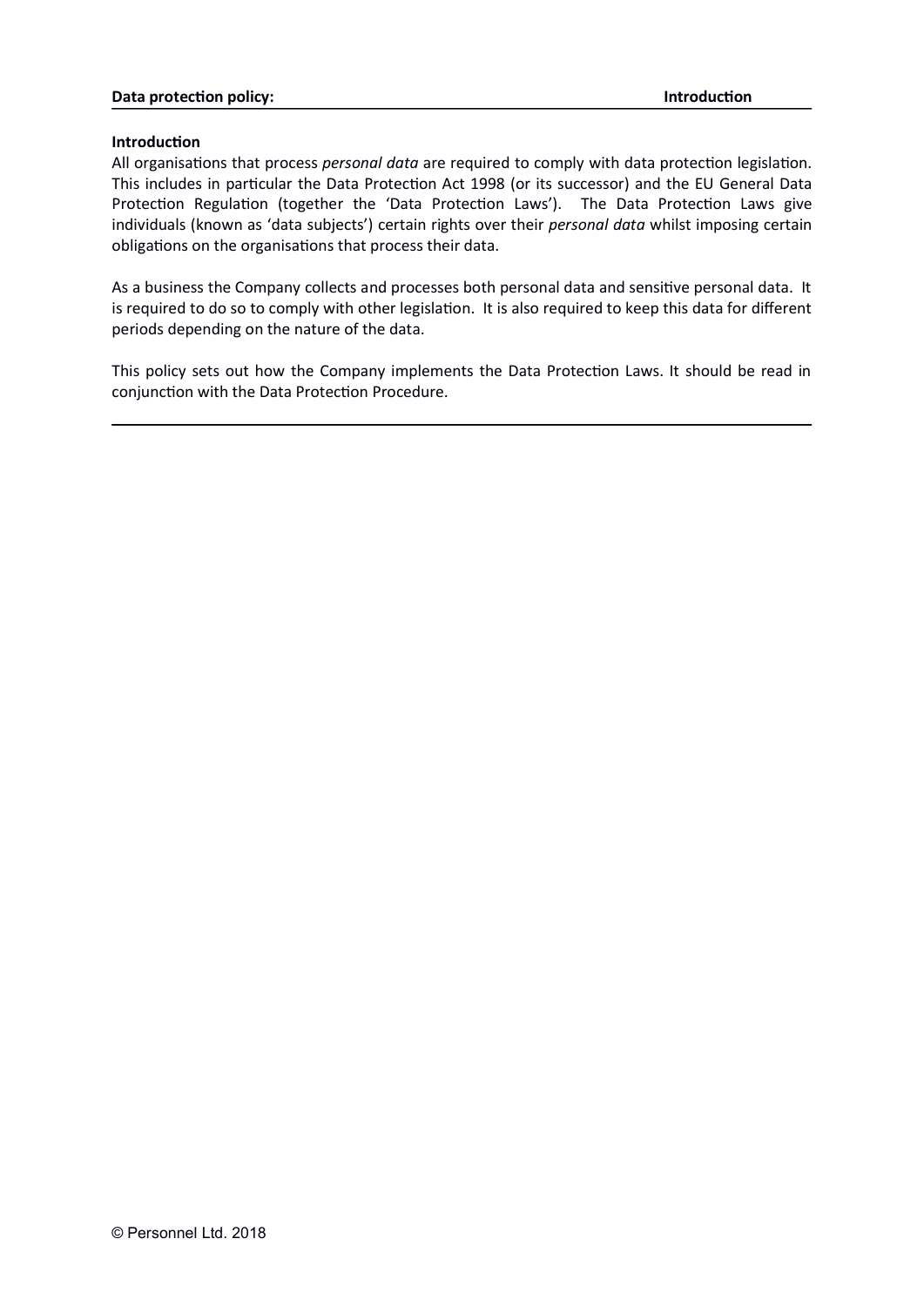## Introduction

All organisations that process *personal data* are required to comply with data protection legislation. This includes in particular the Data Protection Act 1998 (or its successor) and the EU General Data Protection Regulation (together the 'Data Protection Laws'). The Data Protection Laws give individuals (known as 'data subjects') certain rights over their *personal data* whilst imposing certain obligations on the organisations that process their data.

As a business the Company collects and processes both personal data and sensitive personal data. It is required to do so to comply with other legislation. It is also required to keep this data for different periods depending on the nature of the data.

This policy sets out how the Company implements the Data Protection Laws. It should be read in conjunction with the Data Protection Procedure.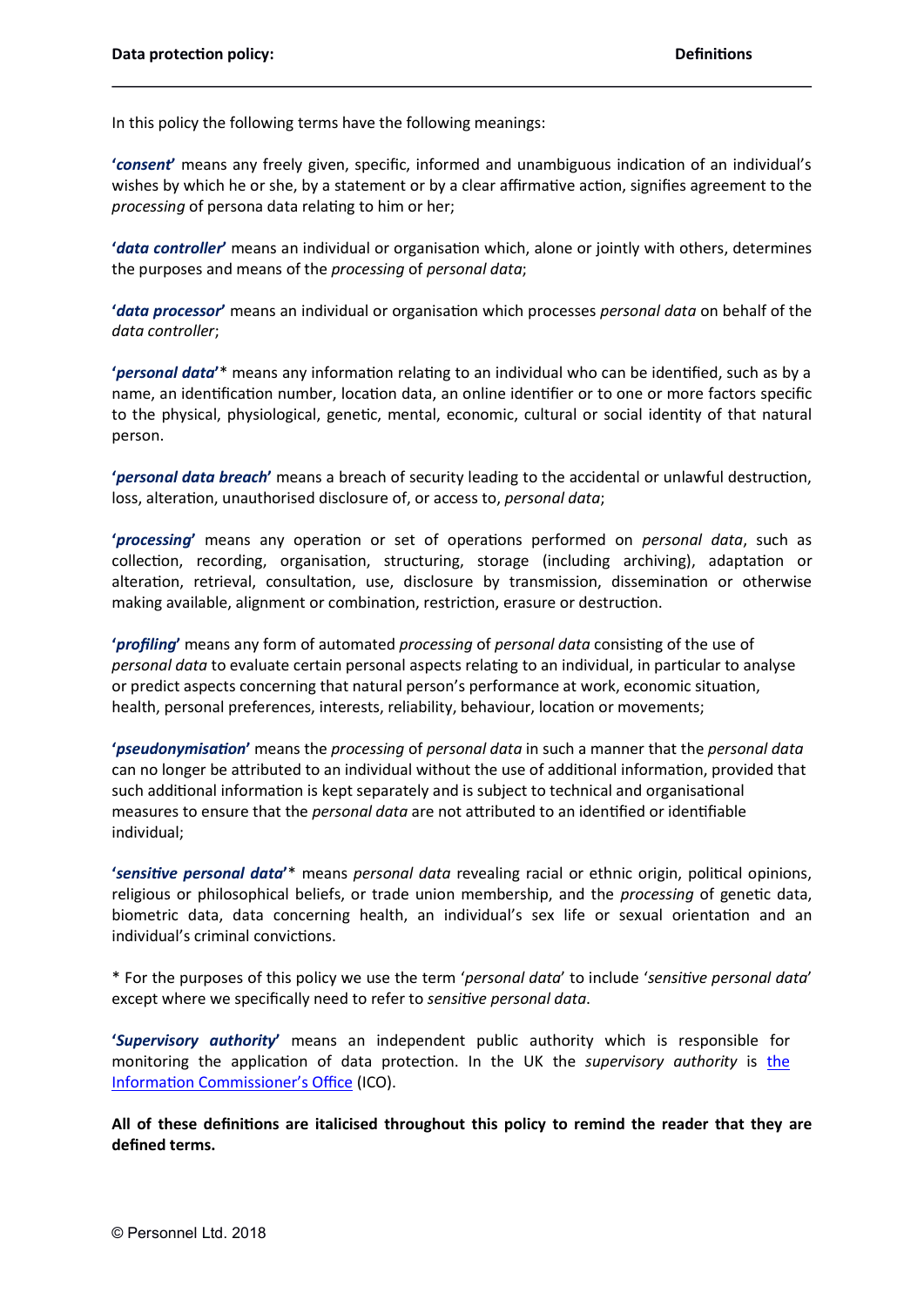In this policy the following terms have the following meanings:

**'*consent*'** means any freely given, specific, informed and unambiguous indication of an individual's wishes by which he or she, by a statement or by a clear affirmative action, signifies agreement to the *processing* of persona data relating to him or her;

**'*data controller*'** means an individual or organisation which, alone or jointly with others, determines the purposes and means of the *processing* of *personal data*;

**'*data processor*'** means an individual or organisation which processes *personal data* on behalf of the *data controller*;

**'*personal data*'*** means any information relating to an individual who can be identified, such as by a name, an identification number, location data, an online identifier or to one or more factors specific to the physical, physiological, genetic, mental, economic, cultural or social identity of that natural person.

**'*personal data breach*'** means a breach of security leading to the accidental or unlawful destruction, loss, alteration, unauthorised disclosure of, or access to, *personal data*;

**'*processing*'** means any operation or set of operations performed on *personal data*, such as collection, recording, organisation, structuring, storage (including archiving), adaptation or alteration, retrieval, consultation, use, disclosure by transmission, dissemination or otherwise making available, alignment or combination, restriction, erasure or destruction.

**'*profiling*'** means any form of automated *processing* of *personal data* consisting of the use of *personal data* to evaluate certain personal aspects relating to an individual, in particular to analyse or predict aspects concerning that natural person's performance at work, economic situation, health, personal preferences, interests, reliability, behaviour, location or movements;

**'*pseudonymisation*'** means the *processing* of *personal data* in such a manner that the *personal data* can no longer be attributed to an individual without the use of additional information, provided that such additional information is kept separately and is subject to technical and organisational measures to ensure that the *personal data* are not attributed to an identified or identifiable individual;

**'*sensitive personal data*'*** means *personal data* revealing racial or ethnic origin, political opinions, religious or philosophical beliefs, or trade union membership, and the *processing* of genetic data, biometric data, data concerning health, an individual's sex life or sexual orientation and an individual's criminal convictions.

\* For the purposes of this policy we use the term '*personal data*' to include '*sensitive personal data*' except where we specifically need to refer to *sensitive personal data*.

**'*Supervisory authority*'** means an independent public authority which is responsible for monitoring the application of data protection. In the UK the *supervisory authority* is [the Information Commissioner's Office](#) (ICO).

**All of these definitions are italicised throughout this policy to remind the reader that they are defined terms.**

© Personnel Ltd. 2018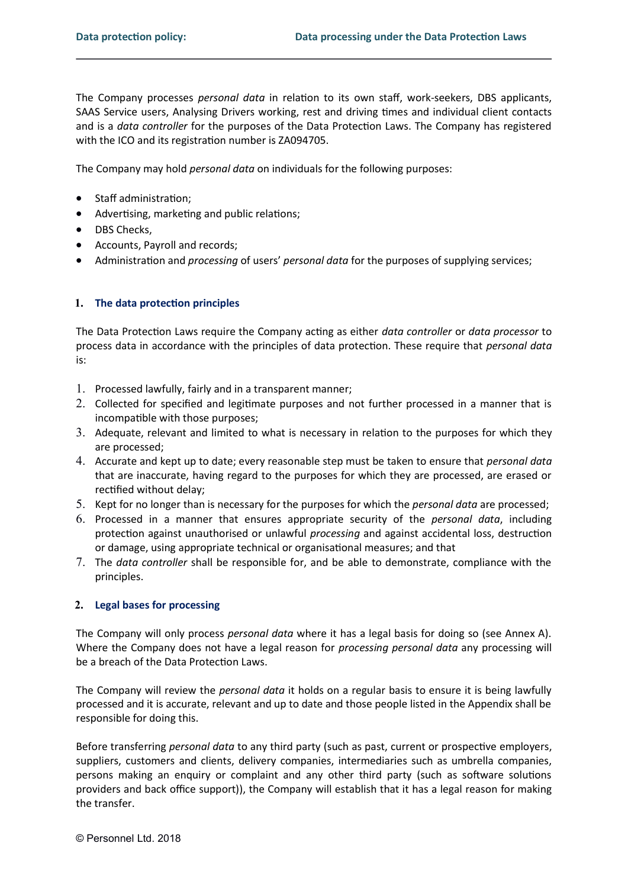The Company processes *personal data* in relation to its own staff, work-seekers, DBS applicants, SAAS Service users, Analysing Drivers working, rest and driving times and individual client contacts and is a *data controller* for the purposes of the Data Protection Laws. The Company has registered with the ICO and its registration number is ZA094705.

The Company may hold *personal data* on individuals for the following purposes:

- Staff administration;
- Advertising, marketing and public relations;
- DBS Checks,
- Accounts, Payroll and records;
- Administration and *processing* of users' *personal data* for the purposes of supplying services;

## 1. The data protection principles

The Data Protection Laws require the Company acting as either *data controller* or *data processor* to process data in accordance with the principles of data protection. These require that *personal data* is:

1. Processed lawfully, fairly and in a transparent manner;
2. Collected for specified and legitimate purposes and not further processed in a manner that is incompatible with those purposes;
3. Adequate, relevant and limited to what is necessary in relation to the purposes for which they are processed;
4. Accurate and kept up to date; every reasonable step must be taken to ensure that *personal data* that are inaccurate, having regard to the purposes for which they are processed, are erased or rectified without delay;
5. Kept for no longer than is necessary for the purposes for which the *personal data* are processed;
6. Processed in a manner that ensures appropriate security of the *personal data*, including protection against unauthorised or unlawful *processing* and against accidental loss, destruction or damage, using appropriate technical or organisational measures; and that
7. The *data controller* shall be responsible for, and be able to demonstrate, compliance with the principles.

## 2. Legal bases for processing

The Company will only process *personal data* where it has a legal basis for doing so (see Annex A). Where the Company does not have a legal reason for *processing personal data* any processing will be a breach of the Data Protection Laws.

The Company will review the *personal data* it holds on a regular basis to ensure it is being lawfully processed and it is accurate, relevant and up to date and those people listed in the Appendix shall be responsible for doing this.

Before transferring *personal data* to any third party (such as past, current or prospective employers, suppliers, customers and clients, delivery companies, intermediaries such as umbrella companies, persons making an enquiry or complaint and any other third party (such as software solutions providers and back office support)), the Company will establish that it has a legal reason for making the transfer.

© Personnel Ltd. 2018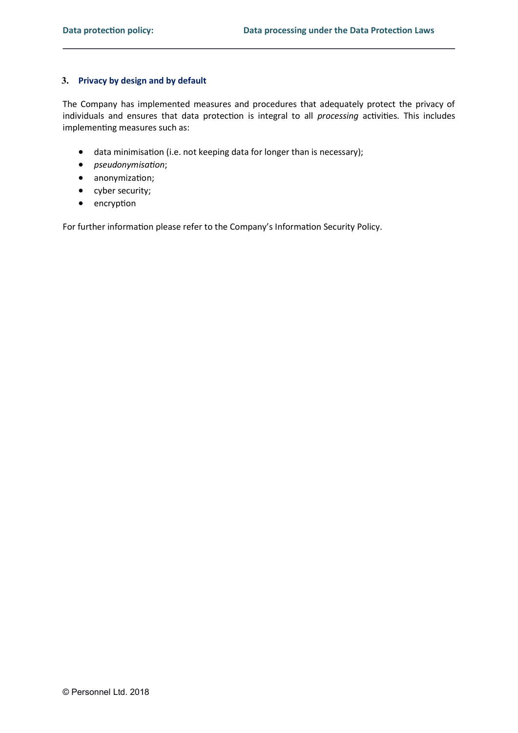## 3. Privacy by design and by default

The Company has implemented measures and procedures that adequately protect the privacy of individuals and ensures that data protection is integral to all *processing* activities. This includes implementing measures such as:

- data minimisation (i.e. not keeping data for longer than is necessary);
- *pseudonymisation*;
- anonymization;
- cyber security;
- encryption

For further information please refer to the Company's Information Security Policy.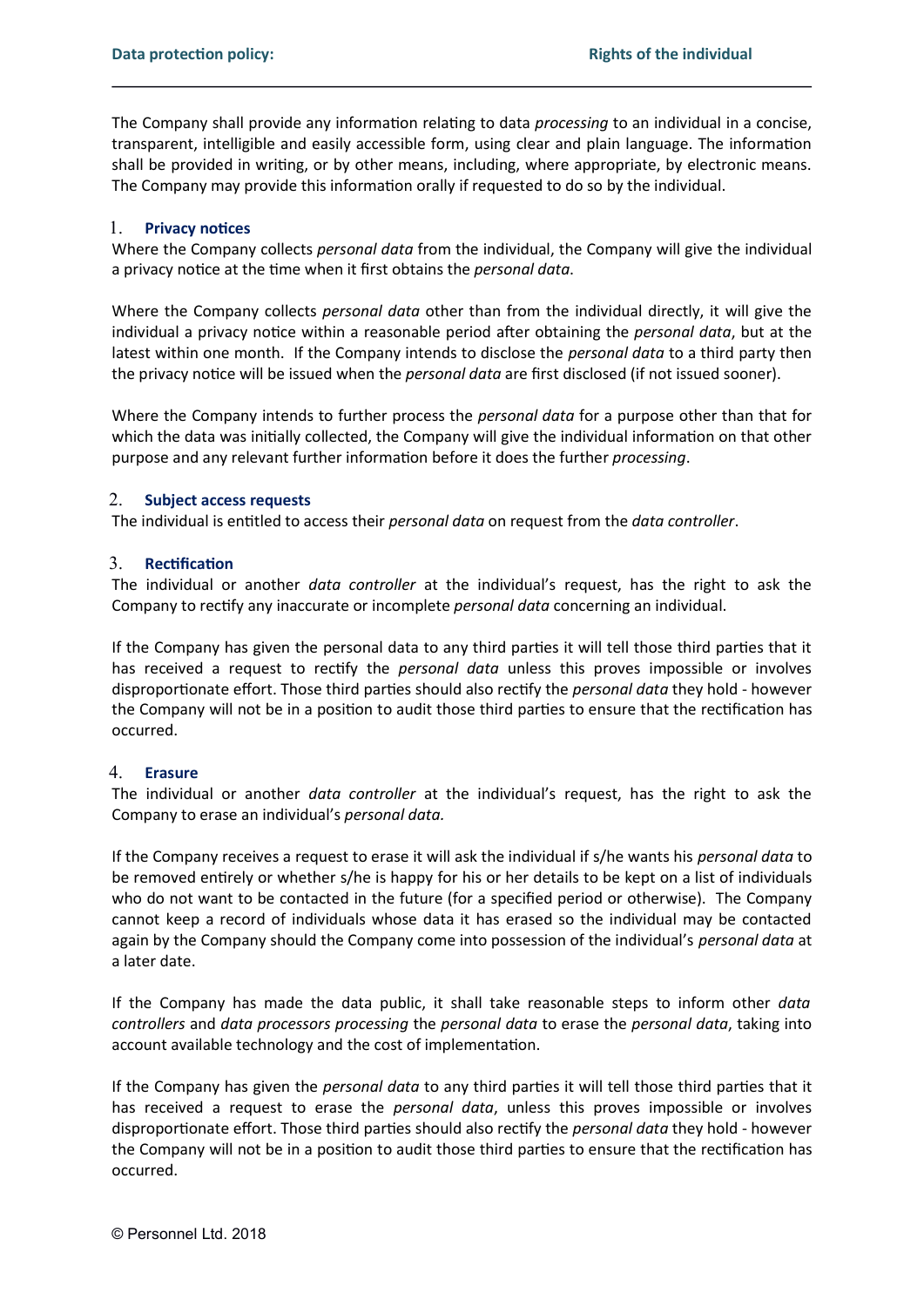The Company shall provide any information relating to data *processing* to an individual in a concise, transparent, intelligible and easily accessible form, using clear and plain language. The information shall be provided in writing, or by other means, including, where appropriate, by electronic means. The Company may provide this information orally if requested to do so by the individual.

## 1. Privacy notices

Where the Company collects *personal data* from the individual, the Company will give the individual a privacy notice at the time when it first obtains the *personal data*.

Where the Company collects *personal data* other than from the individual directly, it will give the individual a privacy notice within a reasonable period after obtaining the *personal data*, but at the latest within one month. If the Company intends to disclose the *personal data* to a third party then the privacy notice will be issued when the *personal data* are first disclosed (if not issued sooner).

Where the Company intends to further process the *personal data* for a purpose other than that for which the data was initially collected, the Company will give the individual information on that other purpose and any relevant further information before it does the further *processing*.

## 2. Subject access requests

The individual is entitled to access their *personal data* on request from the *data controller*.

## 3. Rectification

The individual or another *data controller* at the individual's request, has the right to ask the Company to rectify any inaccurate or incomplete *personal data* concerning an individual.

If the Company has given the personal data to any third parties it will tell those third parties that it has received a request to rectify the *personal data* unless this proves impossible or involves disproportionate effort. Those third parties should also rectify the *personal data* they hold - however the Company will not be in a position to audit those third parties to ensure that the rectification has occurred.

## 4. Erasure

The individual or another *data controller* at the individual's request, has the right to ask the Company to erase an individual's *personal data.*

If the Company receives a request to erase it will ask the individual if s/he wants his *personal data* to be removed entirely or whether s/he is happy for his or her details to be kept on a list of individuals who do not want to be contacted in the future (for a specified period or otherwise). The Company cannot keep a record of individuals whose data it has erased so the individual may be contacted again by the Company should the Company come into possession of the individual's *personal data* at a later date.

If the Company has made the data public, it shall take reasonable steps to inform other *data controllers* and *data processors processing* the *personal data* to erase the *personal data*, taking into account available technology and the cost of implementation.

If the Company has given the *personal data* to any third parties it will tell those third parties that it has received a request to erase the *personal data*, unless this proves impossible or involves disproportionate effort. Those third parties should also rectify the *personal data* they hold - however the Company will not be in a position to audit those third parties to ensure that the rectification has occurred.

© Personnel Ltd. 2018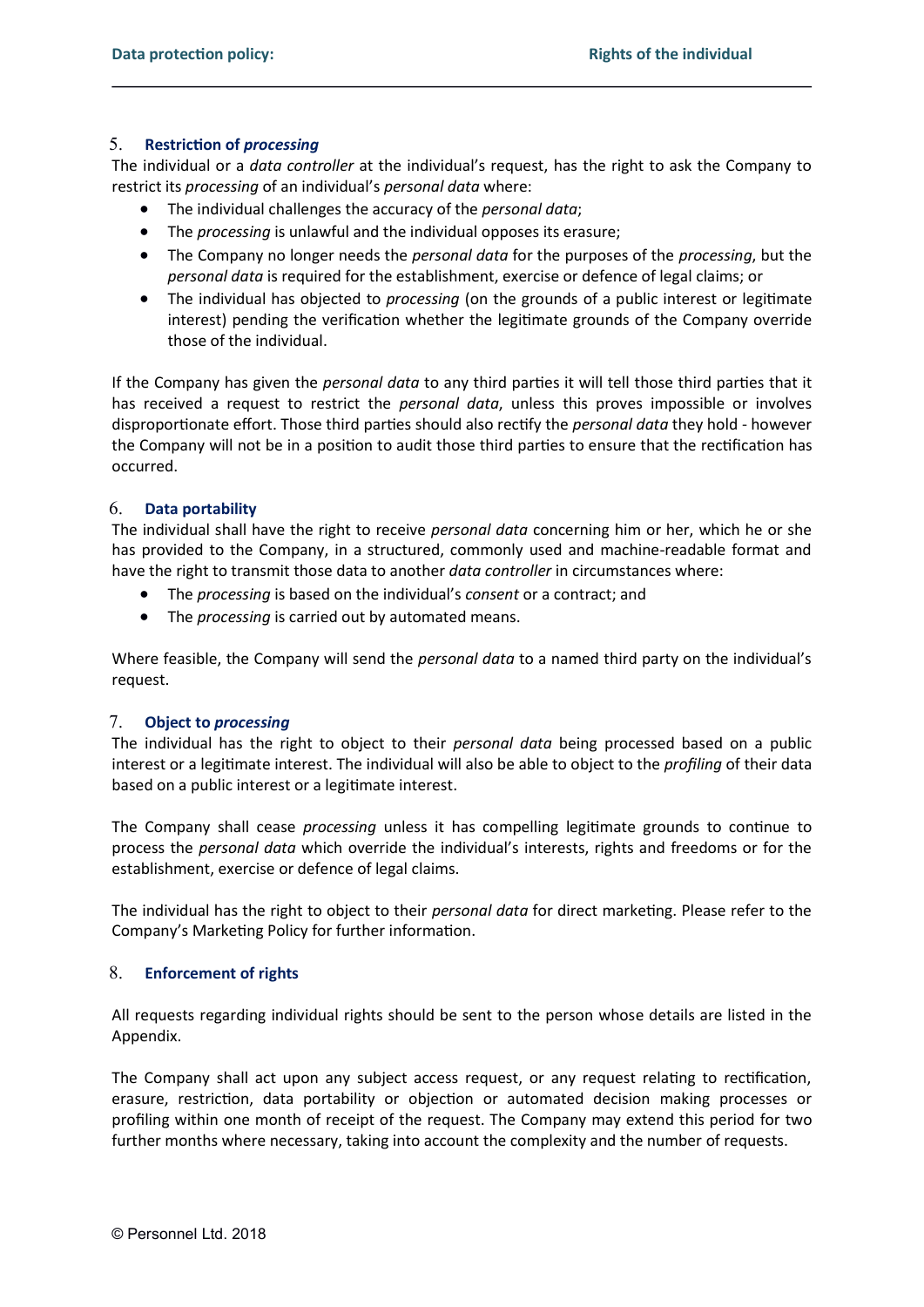## 5. Restriction of *processing*

The individual or a *data controller* at the individual's request, has the right to ask the Company to restrict its *processing* of an individual's *personal data* where:

- The individual challenges the accuracy of the *personal data*;
- The *processing* is unlawful and the individual opposes its erasure;
- The Company no longer needs the *personal data* for the purposes of the *processing*, but the *personal data* is required for the establishment, exercise or defence of legal claims; or
- The individual has objected to *processing* (on the grounds of a public interest or legitimate interest) pending the verification whether the legitimate grounds of the Company override those of the individual.

If the Company has given the *personal data* to any third parties it will tell those third parties that it has received a request to restrict the *personal data*, unless this proves impossible or involves disproportionate effort. Those third parties should also rectify the *personal data* they hold - however the Company will not be in a position to audit those third parties to ensure that the rectification has occurred.

## 6. Data portability

The individual shall have the right to receive *personal data* concerning him or her, which he or she has provided to the Company, in a structured, commonly used and machine-readable format and have the right to transmit those data to another *data controller* in circumstances where:

- The *processing* is based on the individual's *consent* or a contract; and
- The *processing* is carried out by automated means.

Where feasible, the Company will send the *personal data* to a named third party on the individual's request.

## 7. Object to *processing*

The individual has the right to object to their *personal data* being processed based on a public interest or a legitimate interest. The individual will also be able to object to the *profiling* of their data based on a public interest or a legitimate interest.

The Company shall cease *processing* unless it has compelling legitimate grounds to continue to process the *personal data* which override the individual's interests, rights and freedoms or for the establishment, exercise or defence of legal claims.

The individual has the right to object to their *personal data* for direct marketing. Please refer to the Company's Marketing Policy for further information.

## 8. Enforcement of rights

All requests regarding individual rights should be sent to the person whose details are listed in the Appendix.

The Company shall act upon any subject access request, or any request relating to rectification, erasure, restriction, data portability or objection or automated decision making processes or profiling within one month of receipt of the request. The Company may extend this period for two further months where necessary, taking into account the complexity and the number of requests.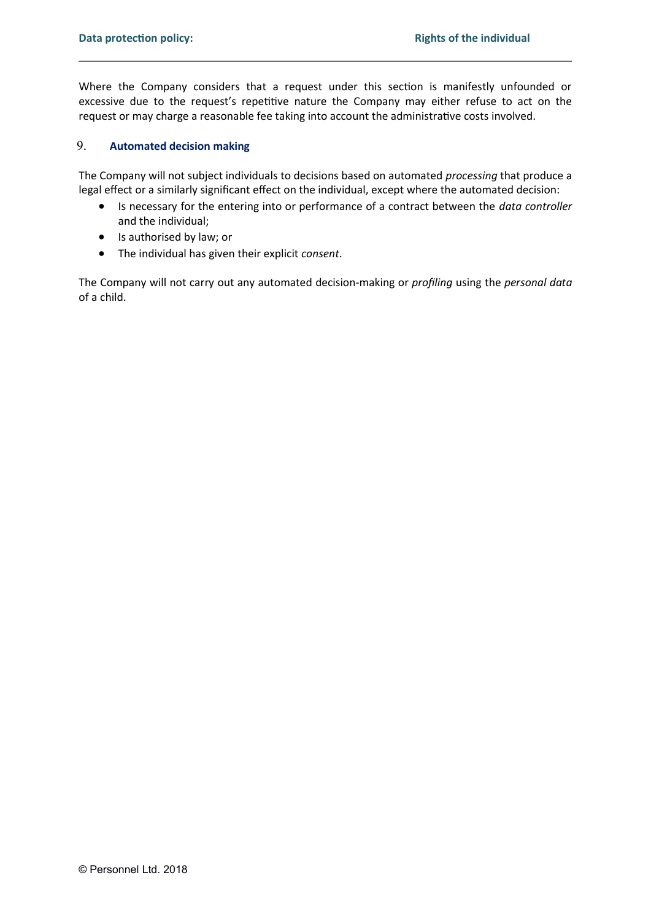Where the Company considers that a request under this section is manifestly unfounded or excessive due to the request's repetitive nature the Company may either refuse to act on the request or may charge a reasonable fee taking into account the administrative costs involved.

## 9. Automated decision making

The Company will not subject individuals to decisions based on automated *processing* that produce a legal effect or a similarly significant effect on the individual, except where the automated decision:

- Is necessary for the entering into or performance of a contract between the *data controller* and the individual;
- Is authorised by law; or
- The individual has given their explicit *consent*.

The Company will not carry out any automated decision-making or *profiling* using the *personal data* of a child.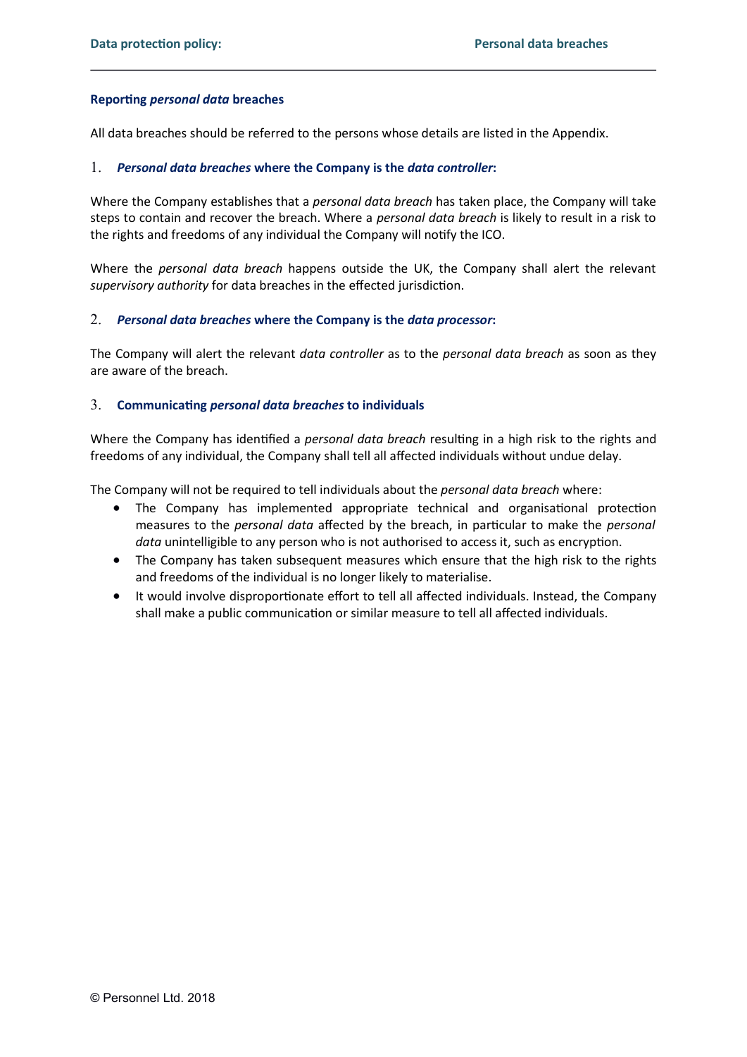### Reporting *personal data* breaches

All data breaches should be referred to the persons whose details are listed in the Appendix.

#### 1. ***Personal data breaches* where the Company is the *data controller*:**

Where the Company establishes that a *personal data breach* has taken place, the Company will take steps to contain and recover the breach. Where a *personal data breach* is likely to result in a risk to the rights and freedoms of any individual the Company will notify the ICO.

Where the *personal data breach* happens outside the UK, the Company shall alert the relevant *supervisory authority* for data breaches in the effected jurisdiction.

#### 2. ***Personal data breaches* where the Company is the *data processor*:**

The Company will alert the relevant *data controller* as to the *personal data breach* as soon as they are aware of the breach.

#### 3. **Communicating *personal data breaches* to individuals**

Where the Company has identified a *personal data breach* resulting in a high risk to the rights and freedoms of any individual, the Company shall tell all affected individuals without undue delay.

The Company will not be required to tell individuals about the *personal data breach* where:

- The Company has implemented appropriate technical and organisational protection measures to the *personal data* affected by the breach, in particular to make the *personal data* unintelligible to any person who is not authorised to access it, such as encryption.
- The Company has taken subsequent measures which ensure that the high risk to the rights and freedoms of the individual is no longer likely to materialise.
- It would involve disproportionate effort to tell all affected individuals. Instead, the Company shall make a public communication or similar measure to tell all affected individuals.

© Personnel Ltd. 2018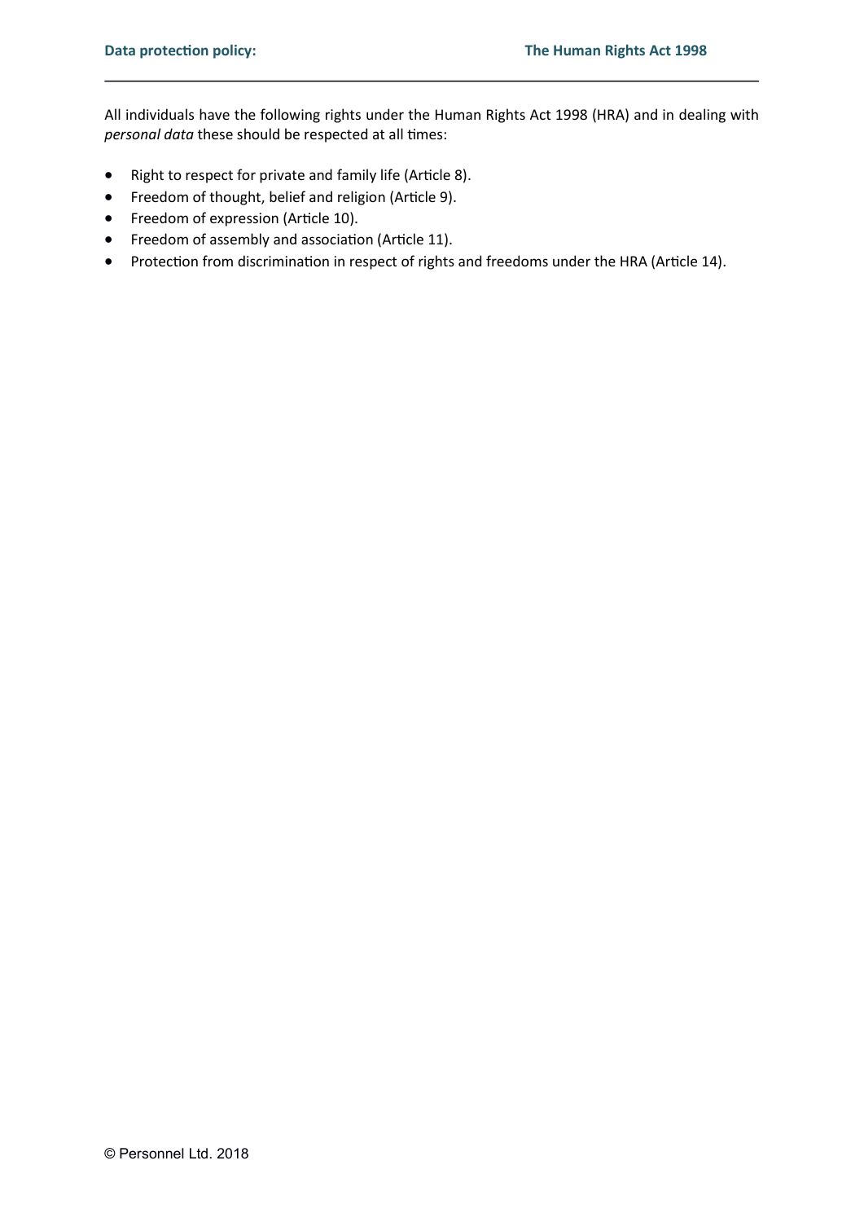All individuals have the following rights under the Human Rights Act 1998 (HRA) and in dealing with *personal data* these should be respected at all times:

- Right to respect for private and family life (Article 8).
- Freedom of thought, belief and religion (Article 9).
- Freedom of expression (Article 10).
- Freedom of assembly and association (Article 11).
- Protection from discrimination in respect of rights and freedoms under the HRA (Article 14).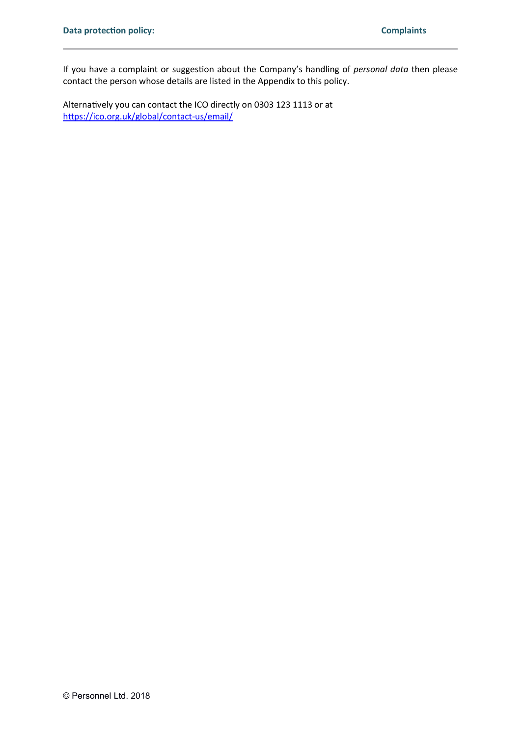If you have a complaint or suggestion about the Company's handling of *personal data* then please contact the person whose details are listed in the Appendix to this policy.

Alternatively you can contact the ICO directly on 0303 123 1113 or at [https://ico.org.uk/global/contact-us/email/](https://ico.org.uk/global/contact-us/email/)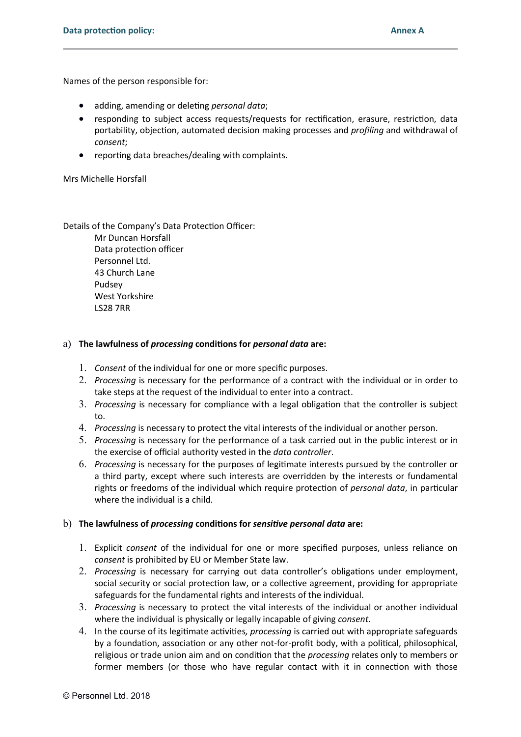Names of the person responsible for:

- adding, amending or deleting *personal data*;
- responding to subject access requests/requests for rectification, erasure, restriction, data portability, objection, automated decision making processes and *profiling* and withdrawal of *consent*;
- reporting data breaches/dealing with complaints.

Mrs Michelle Horsfall

Details of the Company's Data Protection Officer:

Mr Duncan Horsfall
Data protection officer
Personnel Ltd.
43 Church Lane
Pudsey
West Yorkshire
LS28 7RR

a) **The lawfulness of *processing* conditions for *personal data* are:**

1. *Consent* of the individual for one or more specific purposes.
2. *Processing* is necessary for the performance of a contract with the individual or in order to take steps at the request of the individual to enter into a contract.
3. *Processing* is necessary for compliance with a legal obligation that the controller is subject to.
4. *Processing* is necessary to protect the vital interests of the individual or another person.
5. *Processing* is necessary for the performance of a task carried out in the public interest or in the exercise of official authority vested in the *data controller*.
6. *Processing* is necessary for the purposes of legitimate interests pursued by the controller or a third party, except where such interests are overridden by the interests or fundamental rights or freedoms of the individual which require protection of *personal data*, in particular where the individual is a child.

b) **The lawfulness of *processing* conditions for *sensitive personal data* are:**

1. Explicit *consent* of the individual for one or more specified purposes, unless reliance on *consent* is prohibited by EU or Member State law.
2. *Processing* is necessary for carrying out data controller's obligations under employment, social security or social protection law, or a collective agreement, providing for appropriate safeguards for the fundamental rights and interests of the individual.
3. *Processing* is necessary to protect the vital interests of the individual or another individual where the individual is physically or legally incapable of giving *consent*.
4. In the course of its legitimate activities*, processing* is carried out with appropriate safeguards by a foundation, association or any other not-for-profit body, with a political, philosophical, religious or trade union aim and on condition that the *processing* relates only to members or former members (or those who have regular contact with it in connection with those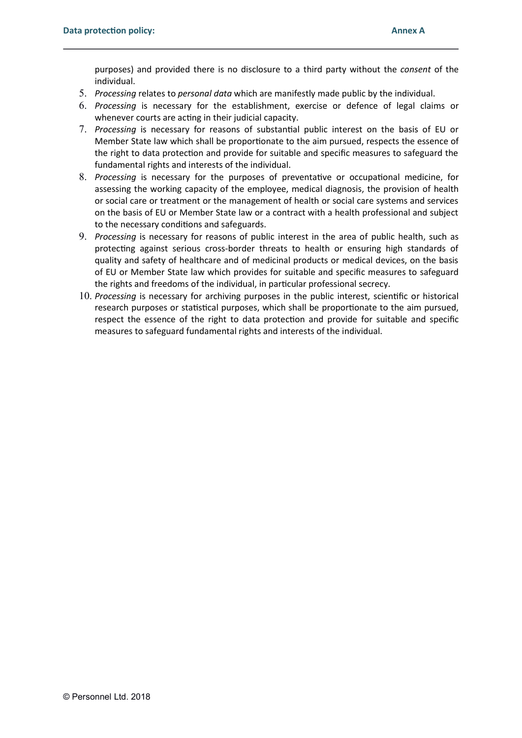purposes) and provided there is no disclosure to a third party without the *consent* of the individual.

5. *Processing* relates to *personal data* which are manifestly made public by the individual.
6. *Processing* is necessary for the establishment, exercise or defence of legal claims or whenever courts are acting in their judicial capacity.
7. *Processing* is necessary for reasons of substantial public interest on the basis of EU or Member State law which shall be proportionate to the aim pursued, respects the essence of the right to data protection and provide for suitable and specific measures to safeguard the fundamental rights and interests of the individual.
8. *Processing* is necessary for the purposes of preventative or occupational medicine, for assessing the working capacity of the employee, medical diagnosis, the provision of health or social care or treatment or the management of health or social care systems and services on the basis of EU or Member State law or a contract with a health professional and subject to the necessary conditions and safeguards.
9. *Processing* is necessary for reasons of public interest in the area of public health, such as protecting against serious cross-border threats to health or ensuring high standards of quality and safety of healthcare and of medicinal products or medical devices, on the basis of EU or Member State law which provides for suitable and specific measures to safeguard the rights and freedoms of the individual, in particular professional secrecy.
10. *Processing* is necessary for archiving purposes in the public interest, scientific or historical research purposes or statistical purposes, which shall be proportionate to the aim pursued, respect the essence of the right to data protection and provide for suitable and specific measures to safeguard fundamental rights and interests of the individual.